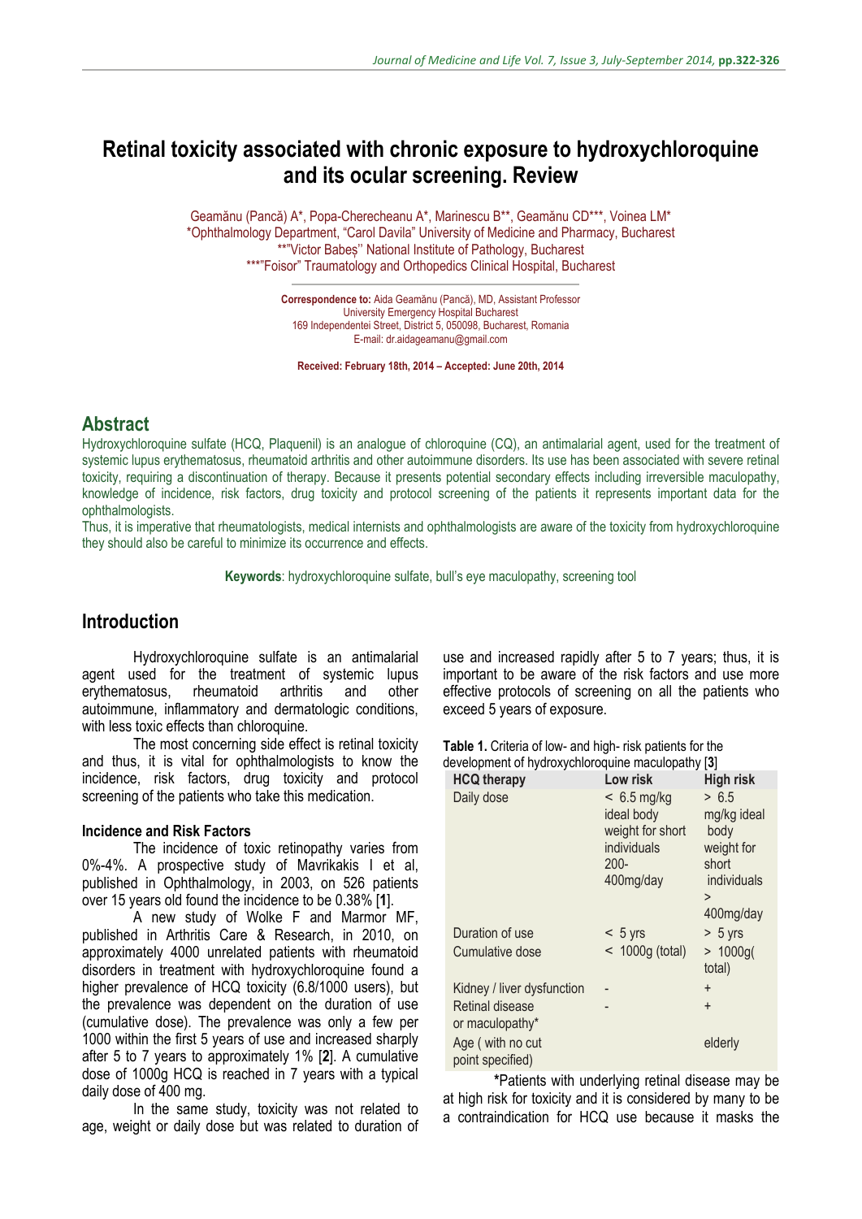# Retinal toxicity associated with chronic exposure to hydroxychloroquine and its ocular screening. Review

Geamănu (Pancă) A*, Popa-Cherecheanu A*, Marinescu B**, Geamănu CD***, Voinea LM*

*Ophthalmology Department, "Carol Davila" University of Medicine and Pharmacy, Bucharest

**"Victor Babeș" National Institute of Pathology, Bucharest

***"Foisor" Traumatology and Orthopedics Clinical Hospital, Bucharest

**Correspondence to:** Aida Geamănu (Pancă), MD, Assistant Professor
University Emergency Hospital Bucharest
169 Independentei Street, District 5, 050098, Bucharest, Romania
E-mail: dr.aidageamanu@gmail.com

**Received: February 18th, 2014 – Accepted: June 20th, 2014**

## Abstract

Hydroxychloroquine sulfate (HCQ, Plaquenil) is an analogue of chloroquine (CQ), an antimalarial agent, used for the treatment of systemic lupus erythematosus, rheumatoid arthritis and other autoimmune disorders. Its use has been associated with severe retinal toxicity, requiring a discontinuation of therapy. Because it presents potential secondary effects including irreversible maculopathy, knowledge of incidence, risk factors, drug toxicity and protocol screening of the patients it represents important data for the ophthalmologists.

Thus, it is imperative that rheumatologists, medical internists and ophthalmologists are aware of the toxicity from hydroxychloroquine they should also be careful to minimize its occurrence and effects.

**Keywords**: hydroxychloroquine sulfate, bull's eye maculopathy, screening tool

## Introduction

Hydroxychloroquine sulfate is an antimalarial agent used for the treatment of systemic lupus erythematosus, rheumatoid arthritis and other autoimmune, inflammatory and dermatologic conditions, with less toxic effects than chloroquine.

The most concerning side effect is retinal toxicity and thus, it is vital for ophthalmologists to know the incidence, risk factors, drug toxicity and protocol screening of the patients who take this medication.

### Incidence and Risk Factors

The incidence of toxic retinopathy varies from 0%-4%. A prospective study of Mavrikakis I et al, published in Ophthalmology, in 2003, on 526 patients over 15 years old found the incidence to be 0.38% [**1**].

A new study of Wolke F and Marmor MF, published in Arthritis Care & Research, in 2010, on approximately 4000 unrelated patients with rheumatoid disorders in treatment with hydroxychloroquine found a higher prevalence of HCQ toxicity (6.8/1000 users), but the prevalence was dependent on the duration of use (cumulative dose). The prevalence was only a few per 1000 within the first 5 years of use and increased sharply after 5 to 7 years to approximately 1% [**2**]. A cumulative dose of 1000g HCQ is reached in 7 years with a typical daily dose of 400 mg.

In the same study, toxicity was not related to age, weight or daily dose but was related to duration of use and increased rapidly after 5 to 7 years; thus, it is important to be aware of the risk factors and use more effective protocols of screening on all the patients who exceed 5 years of exposure.

**Table 1.** Criteria of low- and high- risk patients for the development of hydroxychloroquine maculopathy [**3**]

| HCQ therapy | Low risk | High risk |
|---|---|---|
| Daily dose | < 6.5 mg/kg ideal body weight for short individuals 200-400mg/day | > 6.5 mg/kg ideal body weight for short individuals > 400mg/day |
| Duration of use | < 5 yrs | > 5 yrs |
| Cumulative dose | < 1000g (total) | > 1000g( total) |
| Kidney / liver dysfunction | - | + |
| Retinal disease or maculopathy* | - | + |
| Age ( with no cut point specified) | | elderly |

*Patients with underlying retinal disease may be at high risk for toxicity and it is considered by many to be a contraindication for HCQ use because it masks the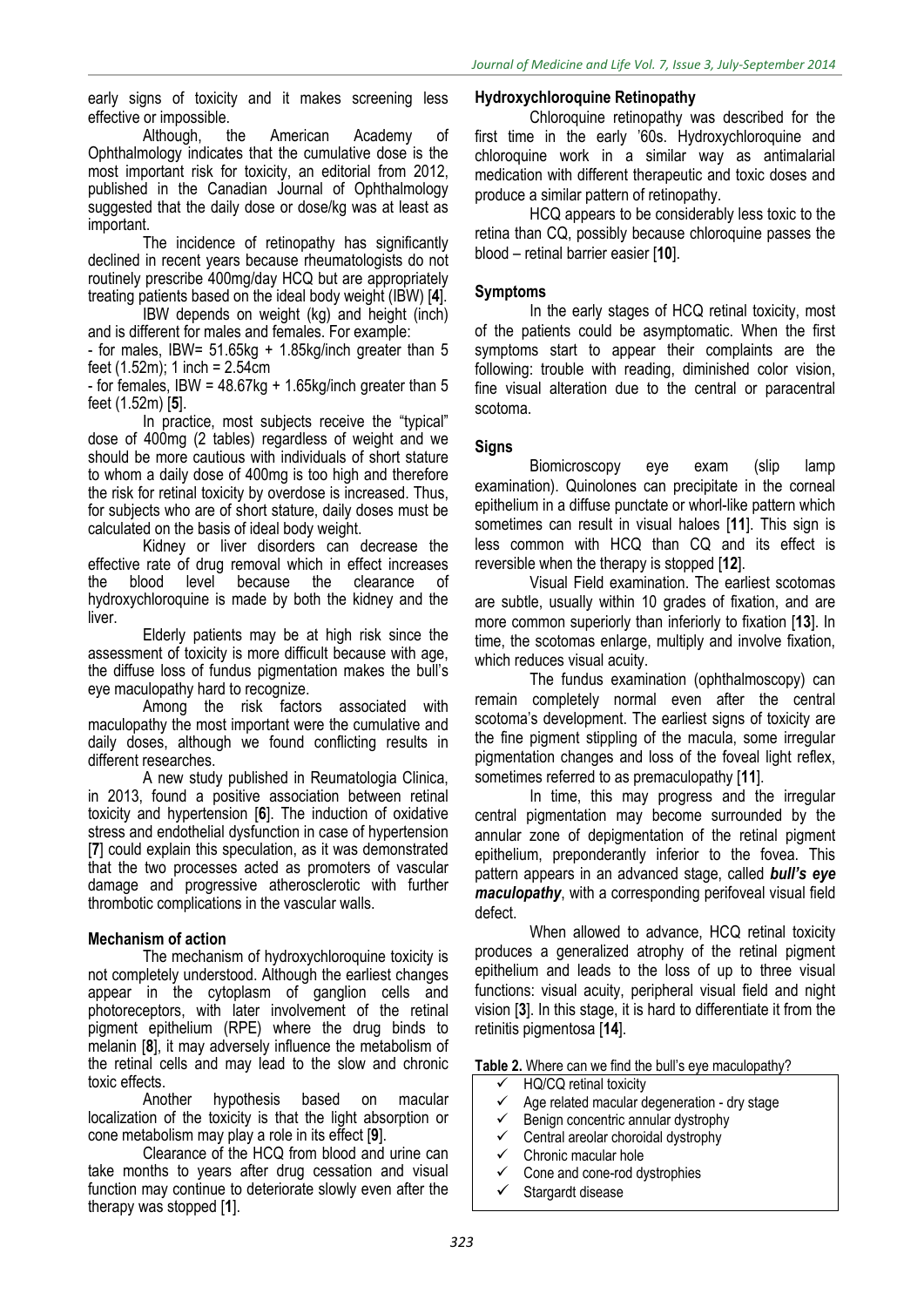early signs of toxicity and it makes screening less effective or impossible.

Although, the American Academy of Ophthalmology indicates that the cumulative dose is the most important risk for toxicity, an editorial from 2012, published in the Canadian Journal of Ophthalmology suggested that the daily dose or dose/kg was at least as important.

The incidence of retinopathy has significantly declined in recent years because rheumatologists do not routinely prescribe 400mg/day HCQ but are appropriately treating patients based on the ideal body weight (IBW) [**4**].

IBW depends on weight (kg) and height (inch) and is different for males and females. For example:

- for males, IBW= 51.65kg + 1.85kg/inch greater than 5 feet (1.52m); 1 inch = 2.54cm
- for females, IBW = 48.67kg + 1.65kg/inch greater than 5 feet (1.52m) [**5**].

In practice, most subjects receive the "typical" dose of 400mg (2 tables) regardless of weight and we should be more cautious with individuals of short stature to whom a daily dose of 400mg is too high and therefore the risk for retinal toxicity by overdose is increased. Thus, for subjects who are of short stature, daily doses must be calculated on the basis of ideal body weight.

Kidney or liver disorders can decrease the effective rate of drug removal which in effect increases the blood level because the clearance of hydroxychloroquine is made by both the kidney and the liver.

Elderly patients may be at high risk since the assessment of toxicity is more difficult because with age, the diffuse loss of fundus pigmentation makes the bull's eye maculopathy hard to recognize.

Among the risk factors associated with maculopathy the most important were the cumulative and daily doses, although we found conflicting results in different researches.

A new study published in Reumatologia Clinica, in 2013, found a positive association between retinal toxicity and hypertension [**6**]. The induction of oxidative stress and endothelial dysfunction in case of hypertension [**7**] could explain this speculation, as it was demonstrated that the two processes acted as promoters of vascular damage and progressive atherosclerotic with further thrombotic complications in the vascular walls.

### Mechanism of action

The mechanism of hydroxychloroquine toxicity is not completely understood. Although the earliest changes appear in the cytoplasm of ganglion cells and photoreceptors, with later involvement of the retinal pigment epithelium (RPE) where the drug binds to melanin [**8**], it may adversely influence the metabolism of the retinal cells and may lead to the slow and chronic toxic effects.

Another hypothesis based on macular localization of the toxicity is that the light absorption or cone metabolism may play a role in its effect [**9**].

Clearance of the HCQ from blood and urine can take months to years after drug cessation and visual function may continue to deteriorate slowly even after the therapy was stopped [**1**].

### Hydroxychloroquine Retinopathy

Chloroquine retinopathy was described for the first time in the early '60s. Hydroxychloroquine and chloroquine work in a similar way as antimalarial medication with different therapeutic and toxic doses and produce a similar pattern of retinopathy.

HCQ appears to be considerably less toxic to the retina than CQ, possibly because chloroquine passes the blood – retinal barrier easier [**10**].

### Symptoms

In the early stages of HCQ retinal toxicity, most of the patients could be asymptomatic. When the first symptoms start to appear their complaints are the following: trouble with reading, diminished color vision, fine visual alteration due to the central or paracentral scotoma.

### Signs

Biomicroscopy eye exam (slip lamp examination). Quinolones can precipitate in the corneal epithelium in a diffuse punctate or whorl-like pattern which sometimes can result in visual haloes [**11**]. This sign is less common with HCQ than CQ and its effect is reversible when the therapy is stopped [**12**].

Visual Field examination. The earliest scotomas are subtle, usually within 10 grades of fixation, and are more common superiorly than inferiorly to fixation [**13**]. In time, the scotomas enlarge, multiply and involve fixation, which reduces visual acuity.

The fundus examination (ophthalmoscopy) can remain completely normal even after the central scotoma's development. The earliest signs of toxicity are the fine pigment stippling of the macula, some irregular pigmentation changes and loss of the foveal light reflex, sometimes referred to as premaculopathy [**11**].

In time, this may progress and the irregular central pigmentation may become surrounded by the annular zone of depigmentation of the retinal pigment epithelium, preponderantly inferior to the fovea. This pattern appears in an advanced stage, called ***bull's eye maculopathy***, with a corresponding perifoveal visual field defect.

When allowed to advance, HCQ retinal toxicity produces a generalized atrophy of the retinal pigment epithelium and leads to the loss of up to three visual functions: visual acuity, peripheral visual field and night vision [**3**]. In this stage, it is hard to differentiate it from the retinitis pigmentosa [**14**].

**Table 2.** Where can we find the bull's eye maculopathy?

- ✓ HQ/CQ retinal toxicity
- ✓ Age related macular degeneration - dry stage
- ✓ Benign concentric annular dystrophy
- ✓ Central areolar choroidal dystrophy
- ✓ Chronic macular hole
- ✓ Cone and cone-rod dystrophies
- ✓ Stargardt disease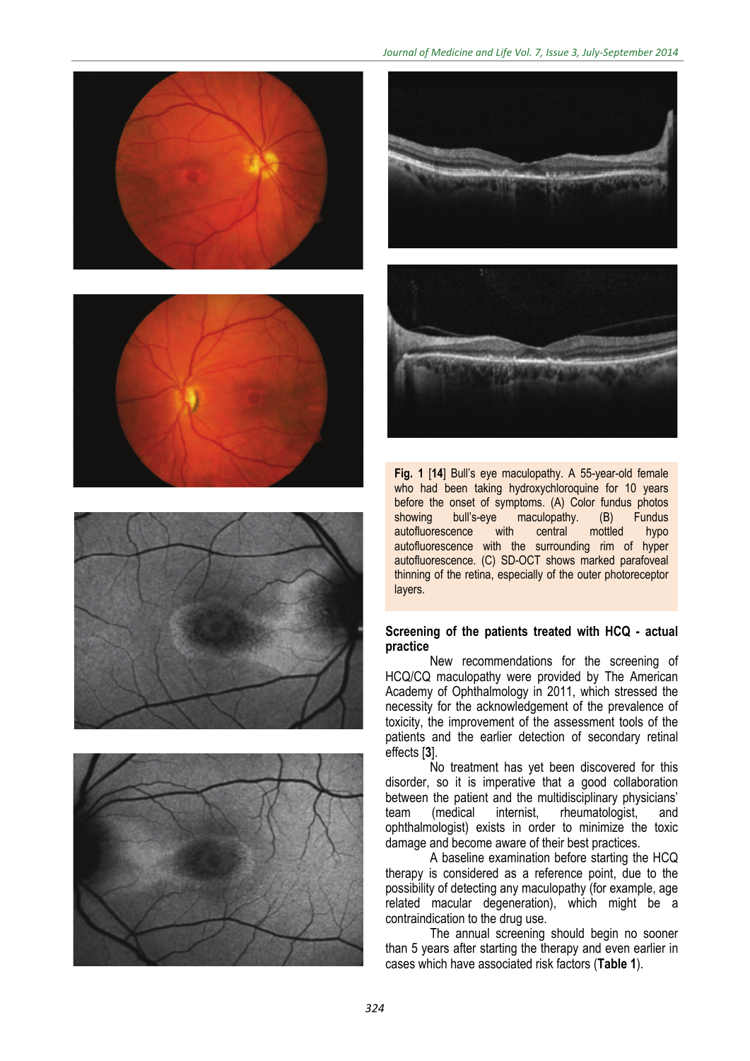**Fig. 1** [**14**] Bull's eye maculopathy. A 55-year-old female who had been taking hydroxychloroquine for 10 years before the onset of symptoms. (A) Color fundus photos showing bull's-eye maculopathy. (B) Fundus autofluorescence with central mottled hypo autofluorescence with the surrounding rim of hyper autofluorescence. (C) SD-OCT shows marked parafoveal thinning of the retina, especially of the outer photoreceptor layers.

**Screening of the patients treated with HCQ - actual practice**

New recommendations for the screening of HCQ/CQ maculopathy were provided by The American Academy of Ophthalmology in 2011, which stressed the necessity for the acknowledgement of the prevalence of toxicity, the improvement of the assessment tools of the patients and the earlier detection of secondary retinal effects [**3**].

No treatment has yet been discovered for this disorder, so it is imperative that a good collaboration between the patient and the multidisciplinary physicians' team (medical internist, rheumatologist, and ophthalmologist) exists in order to minimize the toxic damage and become aware of their best practices.

A baseline examination before starting the HCQ therapy is considered as a reference point, due to the possibility of detecting any maculopathy (for example, age related macular degeneration), which might be a contraindication to the drug use.

The annual screening should begin no sooner than 5 years after starting the therapy and even earlier in cases which have associated risk factors (**Table 1**).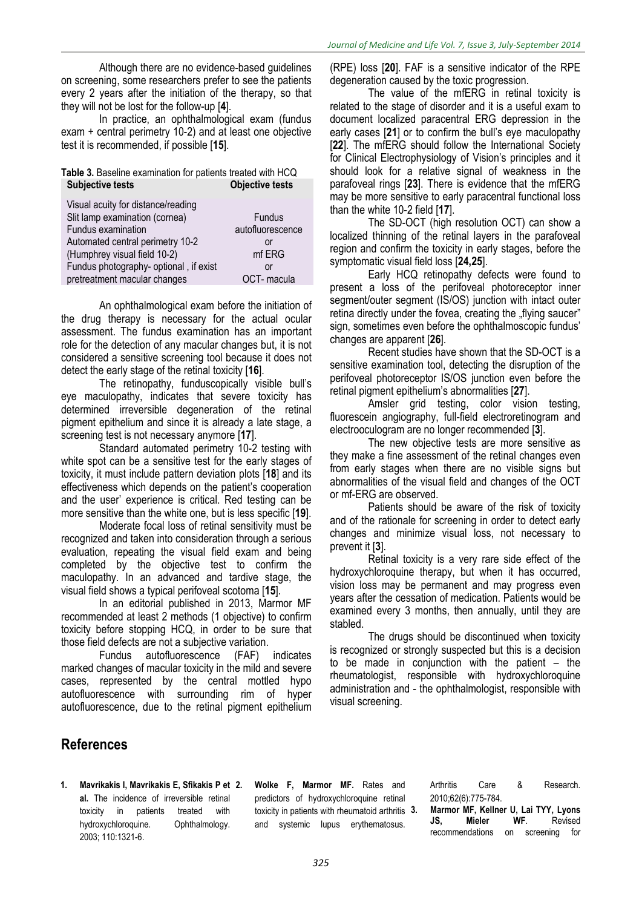Although there are no evidence-based guidelines on screening, some researchers prefer to see the patients every 2 years after the initiation of the therapy, so that they will not be lost for the follow-up [**4**].

In practice, an ophthalmological exam (fundus exam + central perimetry 10-2) and at least one objective test it is recommended, if possible [**15**].

**Table 3.** Baseline examination for patients treated with HCQ

| Subjective tests | Objective tests |
|---|---|
| Visual acuity for distance/reading<br>Slit lamp examination (cornea)<br>Fundus examination<br>Automated central perimetry 10-2 (Humphrey visual field 10-2)<br>Fundus photography- optional , if exist pretreatment macular changes | Fundus autofluorescence<br>or<br>mf ERG<br>or<br>OCT- macula |

An ophthalmological exam before the initiation of the drug therapy is necessary for the actual ocular assessment. The fundus examination has an important role for the detection of any macular changes but, it is not considered a sensitive screening tool because it does not detect the early stage of the retinal toxicity [**16**].

The retinopathy, funduscopically visible bull's eye maculopathy, indicates that severe toxicity has determined irreversible degeneration of the retinal pigment epithelium and since it is already a late stage, a screening test is not necessary anymore [**17**].

Standard automated perimetry 10-2 testing with white spot can be a sensitive test for the early stages of toxicity, it must include pattern deviation plots [**18**] and its effectiveness which depends on the patient's cooperation and the user' experience is critical. Red testing can be more sensitive than the white one, but is less specific [**19**].

Moderate focal loss of retinal sensitivity must be recognized and taken into consideration through a serious evaluation, repeating the visual field exam and being completed by the objective test to confirm the maculopathy. In an advanced and tardive stage, the visual field shows a typical perifoveal scotoma [**15**].

In an editorial published in 2013, Marmor MF recommended at least 2 methods (1 objective) to confirm toxicity before stopping HCQ, in order to be sure that those field defects are not a subjective variation.

Fundus autofluorescence (FAF) indicates marked changes of macular toxicity in the mild and severe cases, represented by the central mottled hypo autofluorescence with surrounding rim of hyper autofluorescence, due to the retinal pigment epithelium (RPE) loss [**20**]. FAF is a sensitive indicator of the RPE degeneration caused by the toxic progression.

The value of the mfERG in retinal toxicity is related to the stage of disorder and it is a useful exam to document localized paracentral ERG depression in the early cases [**21**] or to confirm the bull's eye maculopathy [**22**]. The mfERG should follow the International Society for Clinical Electrophysiology of Vision's principles and it should look for a relative signal of weakness in the parafoveal rings [**23**]. There is evidence that the mfERG may be more sensitive to early paracentral functional loss than the white 10-2 field [**17**].

The SD-OCT (high resolution OCT) can show a localized thinning of the retinal layers in the parafoveal region and confirm the toxicity in early stages, before the symptomatic visual field loss [**24,25**].

Early HCQ retinopathy defects were found to present a loss of the perifoveal photoreceptor inner segment/outer segment (IS/OS) junction with intact outer retina directly under the fovea, creating the „flying saucer" sign, sometimes even before the ophthalmoscopic fundus' changes are apparent [**26**].

Recent studies have shown that the SD-OCT is a sensitive examination tool, detecting the disruption of the perifoveal photoreceptor IS/OS junction even before the retinal pigment epithelium's abnormalities [**27**].

Amsler grid testing, color vision testing, fluorescein angiography, full-field electroretinogram and electrooculogram are no longer recommended [**3**].

The new objective tests are more sensitive as they make a fine assessment of the retinal changes even from early stages when there are no visible signs but abnormalities of the visual field and changes of the OCT or mf-ERG are observed.

Patients should be aware of the risk of toxicity and of the rationale for screening in order to detect early changes and minimize visual loss, not necessary to prevent it [**3**].

Retinal toxicity is a very rare side effect of the hydroxychloroquine therapy, but when it has occurred, vision loss may be permanent and may progress even years after the cessation of medication. Patients would be examined every 3 months, then annually, until they are stabled.

The drugs should be discontinued when toxicity is recognized or strongly suspected but this is a decision to be made in conjunction with the patient – the rheumatologist, responsible with hydroxychloroquine administration and - the ophthalmologist, responsible with visual screening.

## References

1. **Mavrikakis I, Mavrikakis E, Sfikakis P et al.** The incidence of irreversible retinal toxicity in patients treated with hydroxychloroquine. Ophthalmology. 2003; 110:1321-6.
2. **Wolke F, Marmor MF.** Rates and predictors of hydroxychloroquine retinal toxicity in patients with rheumatoid arthritis and systemic lupus erythematosus. Arthritis Care & Research. 2010;62(6):775-784.
3. **Marmor MF, Kellner U, Lai TYY, Lyons JS, Mieler WF**. Revised recommendations on screening for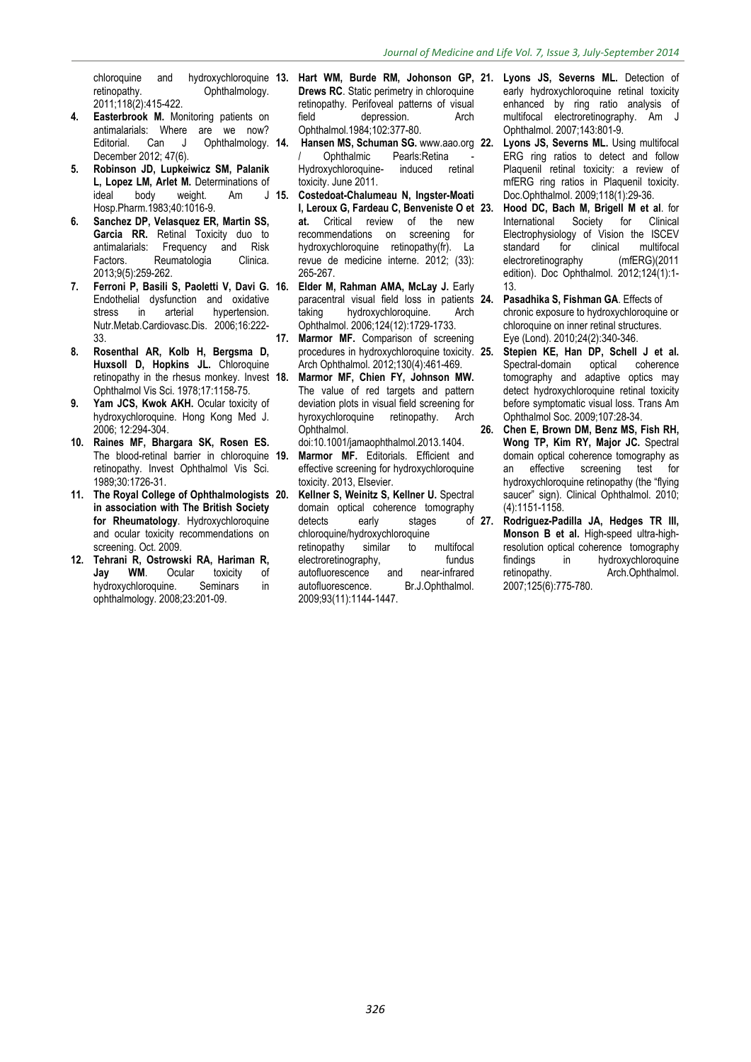chloroquine and hydroxychloroquine retinopathy. Ophthalmology. 2011;118(2):415-422.

4. **Easterbrook M.** Monitoring patients on antimalarials: Where are we now? Editorial. Can J Ophthalmology. December 2012; 47(6).
5. **Robinson JD, Lupkeiwicz SM, Palanik L, Lopez LM, Arlet M.** Determinations of ideal body weight. Am J Hosp.Pharm.1983;40:1016-9.
6. **Sanchez DP, Velasquez ER, Martin SS, Garcia RR.** Retinal Toxicity duo to antimalarials: Frequency and Risk Factors. Reumatologia Clinica. 2013;9(5):259-262.
7. **Ferroni P, Basili S, Paoletti V, Davi G.** Endothelial dysfunction and oxidative stress in arterial hypertension. Nutr.Metab.Cardiovasc.Dis. 2006;16:222-33.
8. **Rosenthal AR, Kolb H, Bergsma D, Huxsoll D, Hopkins JL.** Chloroquine retinopathy in the rhesus monkey. Invest Ophthalmol Vis Sci. 1978;17:1158-75.
9. **Yam JCS, Kwok AKH.** Ocular toxicity of hydroxychloroquine. Hong Kong Med J. 2006; 12:294-304.
10. **Raines MF, Bhargara SK, Rosen ES.** The blood-retinal barrier in chloroquine retinopathy. Invest Ophthalmol Vis Sci. 1989;30:1726-31.
11. **The Royal College of Ophthalmologists in association with The British Society for Rheumatology**. Hydroxychloroquine and ocular toxicity recommendations on screening. Oct. 2009.
12. **Tehrani R, Ostrowski RA, Hariman R, Jay WM**. Ocular toxicity of hydroxychloroquine. Seminars in ophthalmology. 2008;23:201-09.
13. **Hart WM, Burde RM, Johonson GP, Drews RC**. Static perimetry in chloroquine retinopathy. Perifoveal patterns of visual field depression. Arch Ophthalmol.1984;102:377-80.
14. **Hansen MS, Schuman SG.** www.aao.org / Ophthalmic Pearls:Retina - Hydroxychloroquine- induced retinal toxicity. June 2011.
15. **Costedoat-Chalumeau N, Ingster-Moati I, Leroux G, Fardeau C, Benveniste O et at.** Critical review of the new recommendations on screening for hydroxychloroquine retinopathy(fr). La revue de medicine interne. 2012; (33): 265-267.
16. **Elder M, Rahman AMA, McLay J.** Early paracentral visual field loss in patients taking hydroxychloroquine. Arch Ophthalmol. 2006;124(12):1729-1733.
17. **Marmor MF.** Comparison of screening procedures in hydroxychloroquine toxicity. Arch Ophthalmol. 2012;130(4):461-469.
18. **Marmor MF, Chien FY, Johnson MW.** The value of red targets and pattern deviation plots in visual field screening for hyroxychloroquine retinopathy. Arch Ophthalmol. doi:10.1001/jamaophthalmol.2013.1404.
19. **Marmor MF.** Editorials. Efficient and effective screening for hydroxychloroquine toxicity. 2013, Elsevier.
20. **Kellner S, Weinitz S, Kellner U.** Spectral domain optical coherence tomography detects early stages of chloroquine/hydroxychloroquine retinopathy similar to multifocal electroretinography, fundus autofluorescence and near-infrared autofluorescence. Br.J.Ophthalmol. 2009;93(11):1144-1447.
21. **Lyons JS, Severns ML.** Detection of early hydroxychloroquine retinal toxicity enhanced by ring ratio analysis of multifocal electroretinography. Am J Ophthalmol. 2007;143:801-9.
22. **Lyons JS, Severns ML.** Using multifocal ERG ring ratios to detect and follow Plaquenil retinal toxicity: a review of mfERG ring ratios in Plaquenil toxicity. Doc.Ophthalmol. 2009;118(1):29-36.
23. **Hood DC, Bach M, Brigell M et al**. for International Society for Clinical Electrophysiology of Vision the ISCEV standard for clinical multifocal electroretinography (mfERG)(2011 edition). Doc Ophthalmol. 2012;124(1):1-13.
24. **Pasadhika S, Fishman GA**. Effects of chronic exposure to hydroxychloroquine or chloroquine on inner retinal structures. Eye (Lond). 2010;24(2):340-346.
25. **Stepien KE, Han DP, Schell J et al.** Spectral-domain optical coherence tomography and adaptive optics may detect hydroxychloroquine retinal toxicity before symptomatic visual loss. Trans Am Ophthalmol Soc. 2009;107:28-34.
26. **Chen E, Brown DM, Benz MS, Fish RH, Wong TP, Kim RY, Major JC.** Spectral domain optical coherence tomography as an effective screening test for hydroxychloroquine retinopathy (the "flying saucer" sign). Clinical Ophthalmol. 2010; (4):1151-1158.
27. **Rodriguez-Padilla JA, Hedges TR III, Monson B et al.** High-speed ultra-high-resolution optical coherence tomography findings in hydroxychloroquine retinopathy. Arch.Ophthalmol. 2007;125(6):775-780.